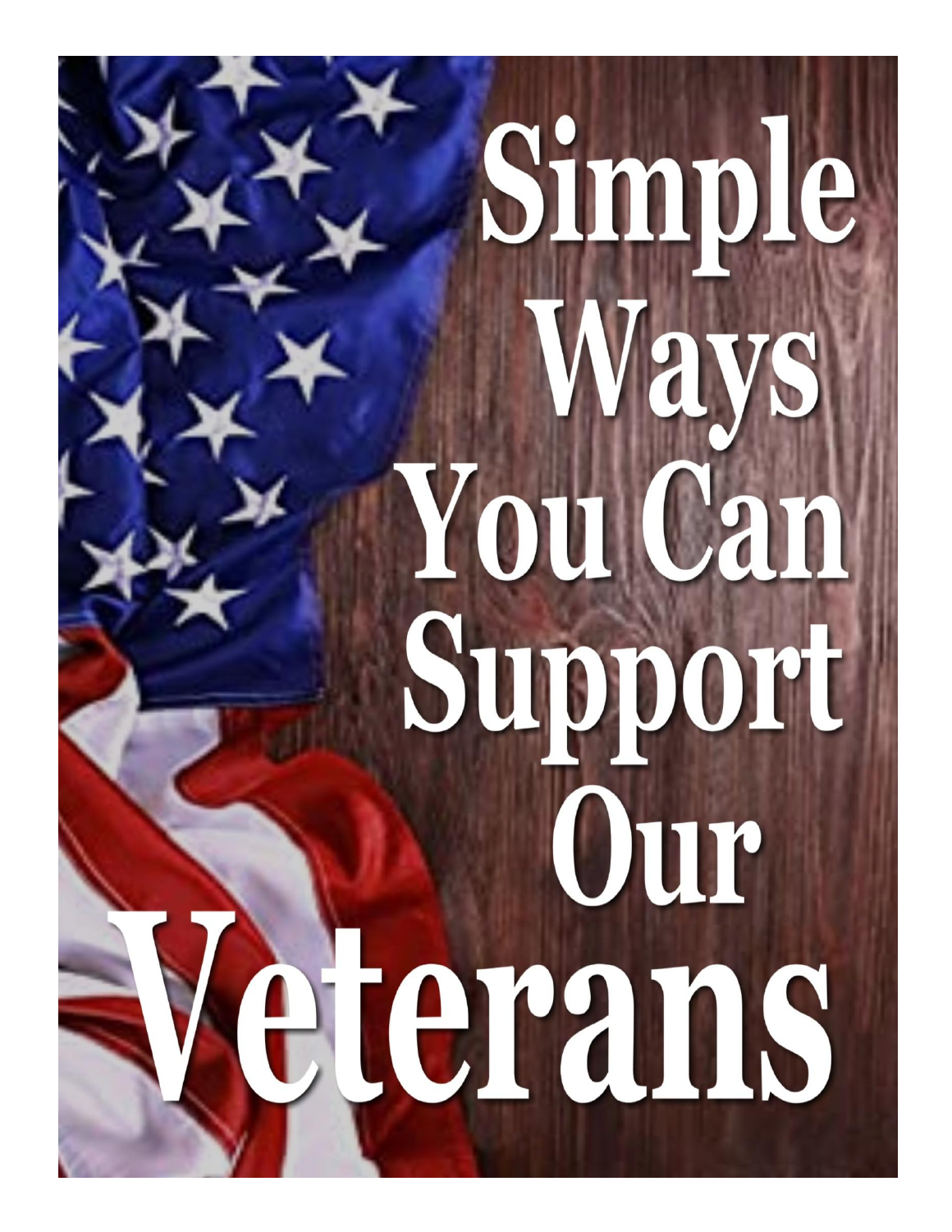# Simple Ways You Can Support Our Veterans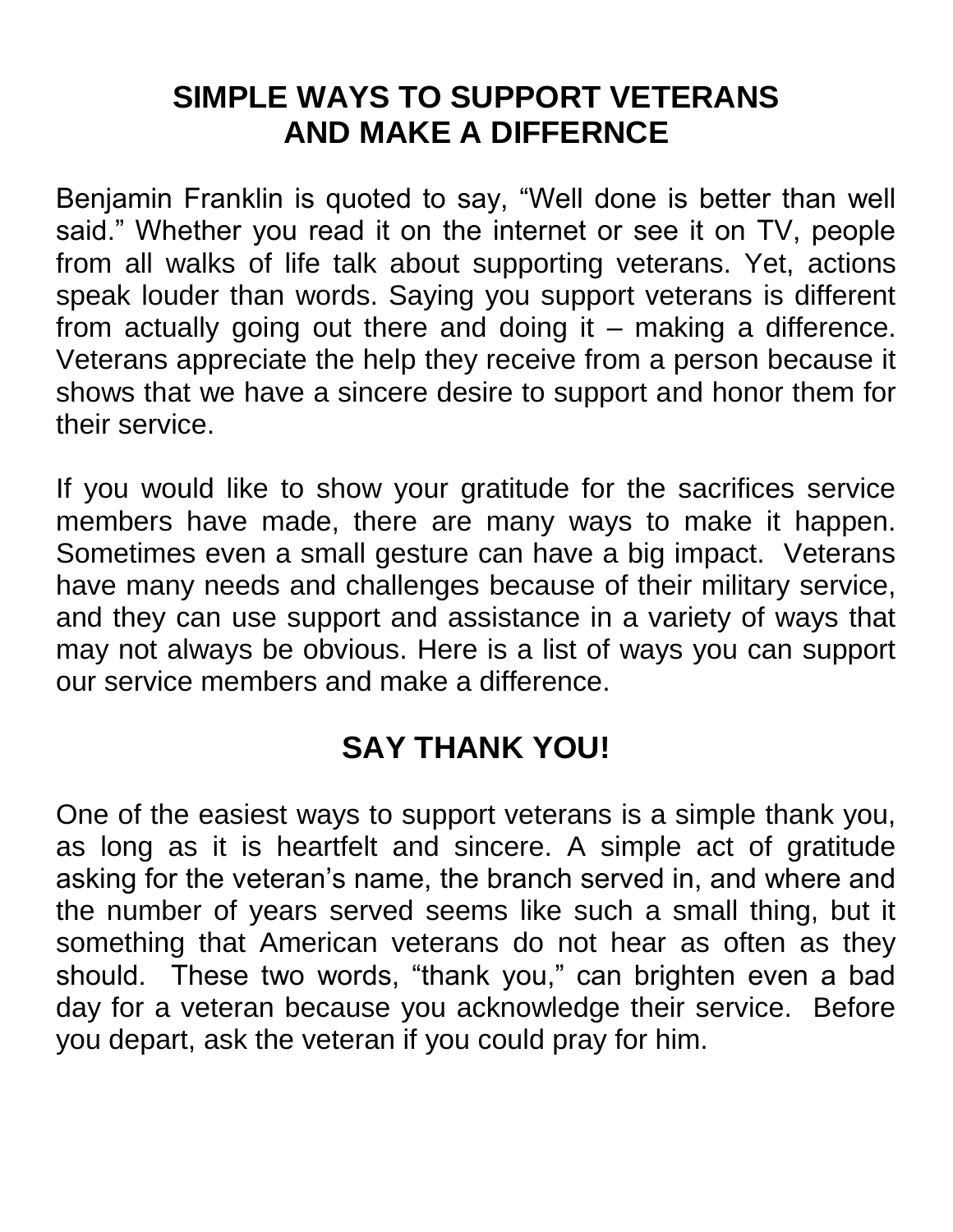# SIMPLE WAYS TO SUPPORT VETERANS AND MAKE A DIFFERNCE

Benjamin Franklin is quoted to say, "Well done is better than well said." Whether you read it on the internet or see it on TV, people from all walks of life talk about supporting veterans. Yet, actions speak louder than words. Saying you support veterans is different from actually going out there and doing it – making a difference. Veterans appreciate the help they receive from a person because it shows that we have a sincere desire to support and honor them for their service.

If you would like to show your gratitude for the sacrifices service members have made, there are many ways to make it happen. Sometimes even a small gesture can have a big impact. Veterans have many needs and challenges because of their military service, and they can use support and assistance in a variety of ways that may not always be obvious. Here is a list of ways you can support our service members and make a difference.

## SAY THANK YOU!

One of the easiest ways to support veterans is a simple thank you, as long as it is heartfelt and sincere. A simple act of gratitude asking for the veteran's name, the branch served in, and where and the number of years served seems like such a small thing, but it something that American veterans do not hear as often as they should. These two words, "thank you," can brighten even a bad day for a veteran because you acknowledge their service. Before you depart, ask the veteran if you could pray for him.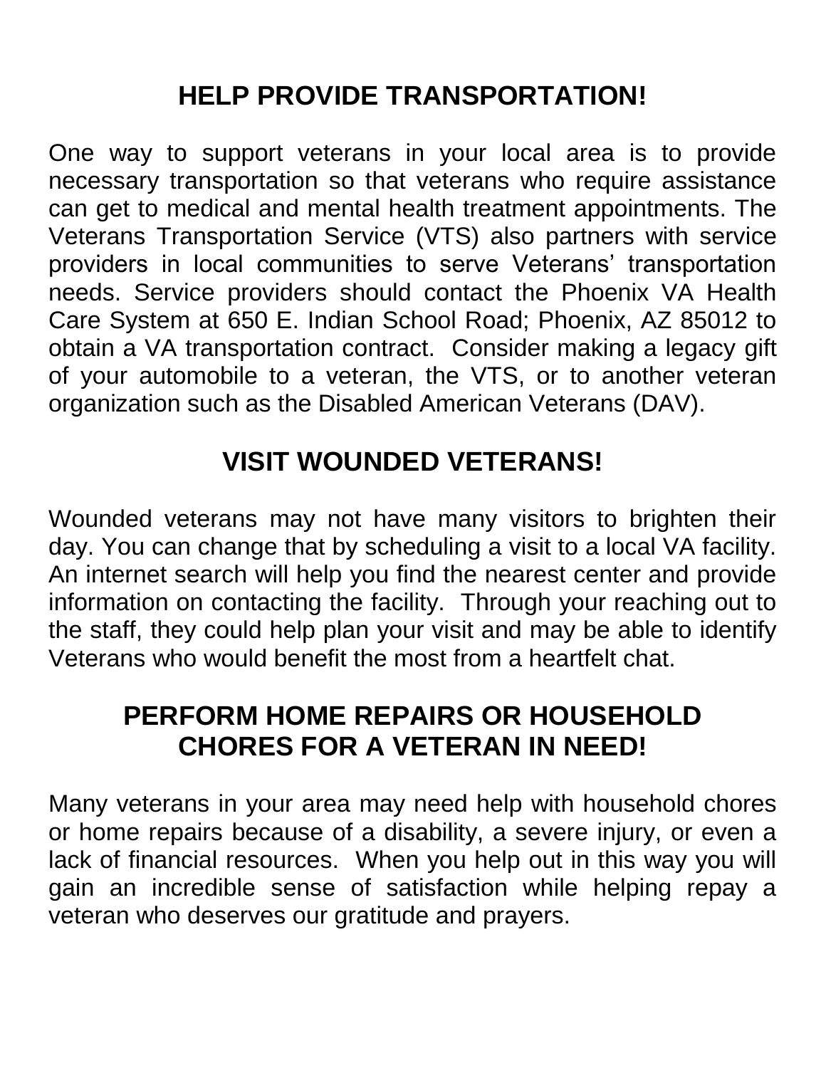## HELP PROVIDE TRANSPORTATION!

One way to support veterans in your local area is to provide necessary transportation so that veterans who require assistance can get to medical and mental health treatment appointments. The Veterans Transportation Service (VTS) also partners with service providers in local communities to serve Veterans' transportation needs. Service providers should contact the Phoenix VA Health Care System at 650 E. Indian School Road; Phoenix, AZ 85012 to obtain a VA transportation contract. Consider making a legacy gift of your automobile to a veteran, the VTS, or to another veteran organization such as the Disabled American Veterans (DAV).

## VISIT WOUNDED VETERANS!

Wounded veterans may not have many visitors to brighten their day. You can change that by scheduling a visit to a local VA facility. An internet search will help you find the nearest center and provide information on contacting the facility. Through your reaching out to the staff, they could help plan your visit and may be able to identify Veterans who would benefit the most from a heartfelt chat.

## PERFORM HOME REPAIRS OR HOUSEHOLD CHORES FOR A VETERAN IN NEED!

Many veterans in your area may need help with household chores or home repairs because of a disability, a severe injury, or even a lack of financial resources. When you help out in this way you will gain an incredible sense of satisfaction while helping repay a veteran who deserves our gratitude and prayers.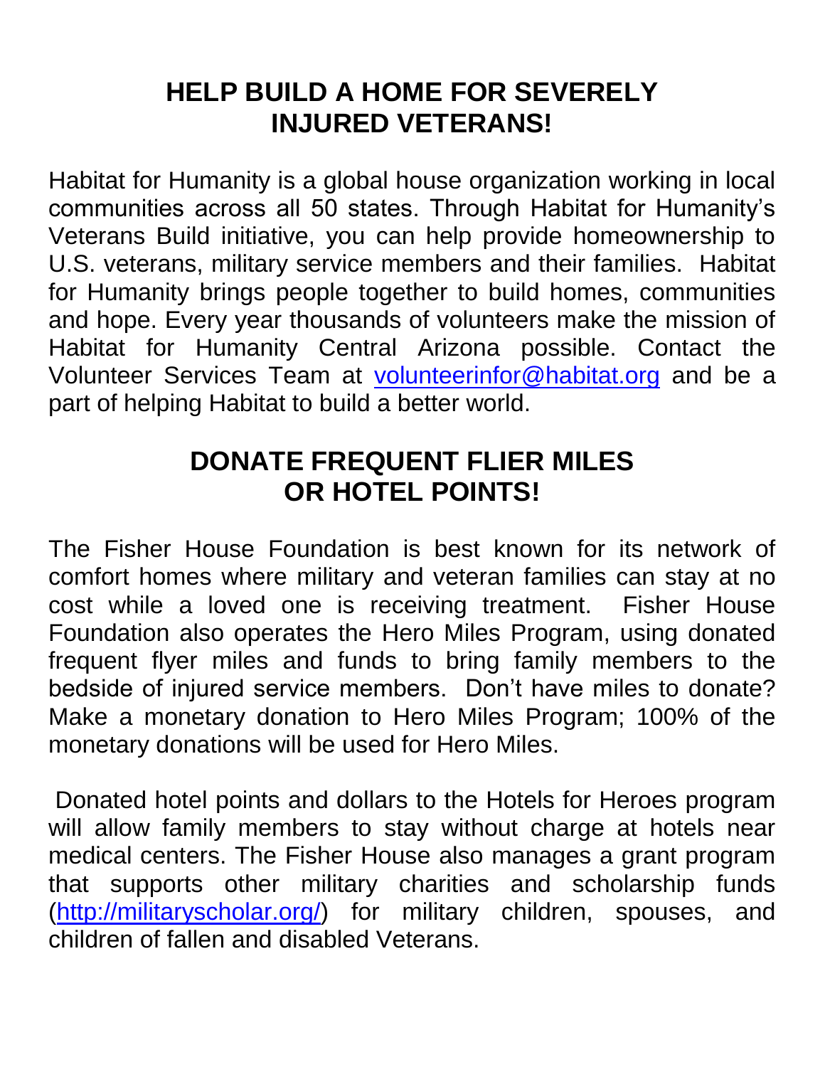## HELP BUILD A HOME FOR SEVERELY INJURED VETERANS!

Habitat for Humanity is a global house organization working in local communities across all 50 states. Through Habitat for Humanity's Veterans Build initiative, you can help provide homeownership to U.S. veterans, military service members and their families. Habitat for Humanity brings people together to build homes, communities and hope. Every year thousands of volunteers make the mission of Habitat for Humanity Central Arizona possible. Contact the Volunteer Services Team at volunteerinfor@habitat.org and be a part of helping Habitat to build a better world.

## DONATE FREQUENT FLIER MILES OR HOTEL POINTS!

The Fisher House Foundation is best known for its network of comfort homes where military and veteran families can stay at no cost while a loved one is receiving treatment. Fisher House Foundation also operates the Hero Miles Program, using donated frequent flyer miles and funds to bring family members to the bedside of injured service members. Don't have miles to donate? Make a monetary donation to Hero Miles Program; 100% of the monetary donations will be used for Hero Miles.

Donated hotel points and dollars to the Hotels for Heroes program will allow family members to stay without charge at hotels near medical centers. The Fisher House also manages a grant program that supports other military charities and scholarship funds (http://militaryscholar.org/) for military children, spouses, and children of fallen and disabled Veterans.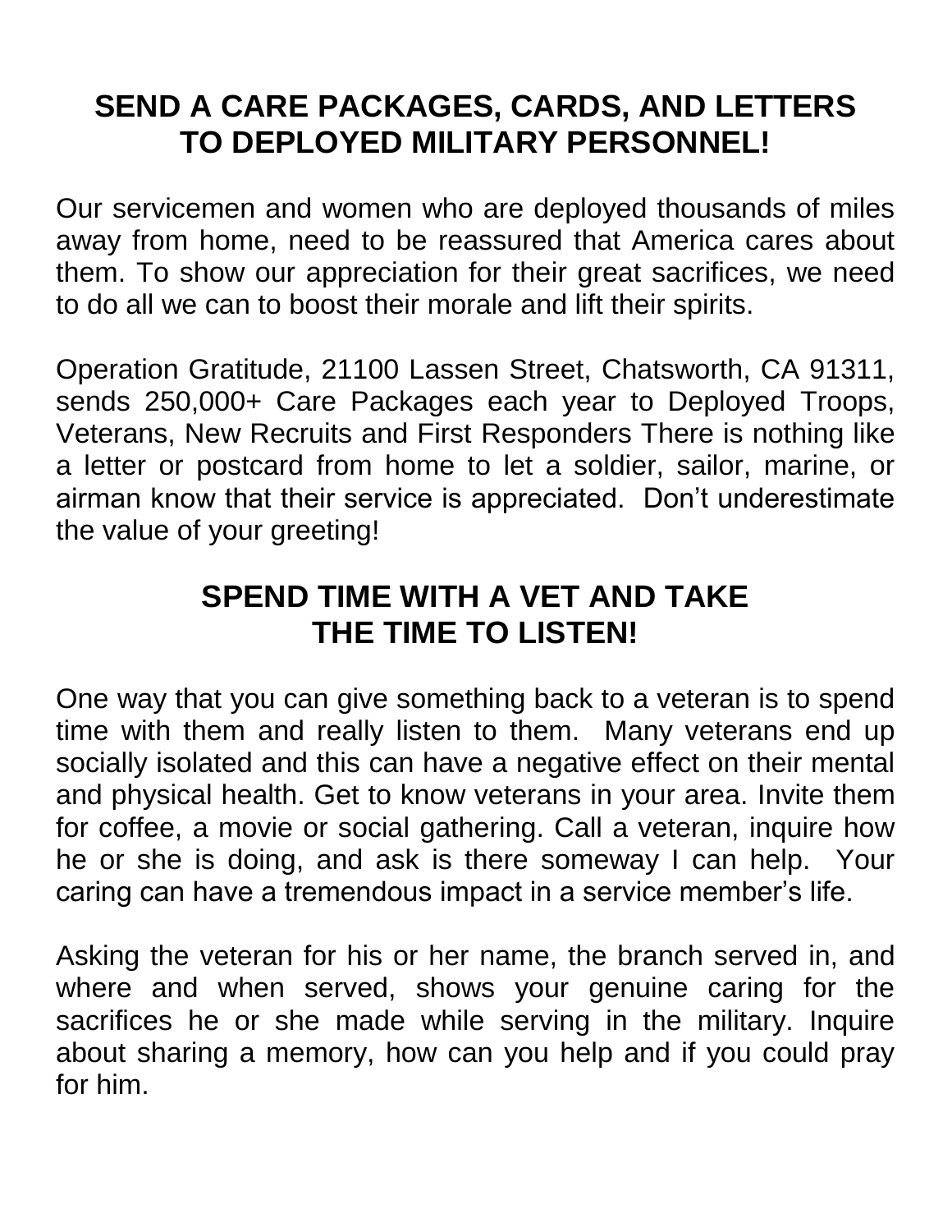## SEND A CARE PACKAGES, CARDS, AND LETTERS TO DEPLOYED MILITARY PERSONNEL!

Our servicemen and women who are deployed thousands of miles away from home, need to be reassured that America cares about them. To show our appreciation for their great sacrifices, we need to do all we can to boost their morale and lift their spirits.

Operation Gratitude, 21100 Lassen Street, Chatsworth, CA 91311, sends 250,000+ Care Packages each year to Deployed Troops, Veterans, New Recruits and First Responders There is nothing like a letter or postcard from home to let a soldier, sailor, marine, or airman know that their service is appreciated. Don't underestimate the value of your greeting!

## SPEND TIME WITH A VET AND TAKE THE TIME TO LISTEN!

One way that you can give something back to a veteran is to spend time with them and really listen to them. Many veterans end up socially isolated and this can have a negative effect on their mental and physical health. Get to know veterans in your area. Invite them for coffee, a movie or social gathering. Call a veteran, inquire how he or she is doing, and ask is there someway I can help. Your caring can have a tremendous impact in a service member's life.

Asking the veteran for his or her name, the branch served in, and where and when served, shows your genuine caring for the sacrifices he or she made while serving in the military. Inquire about sharing a memory, how can you help and if you could pray for him.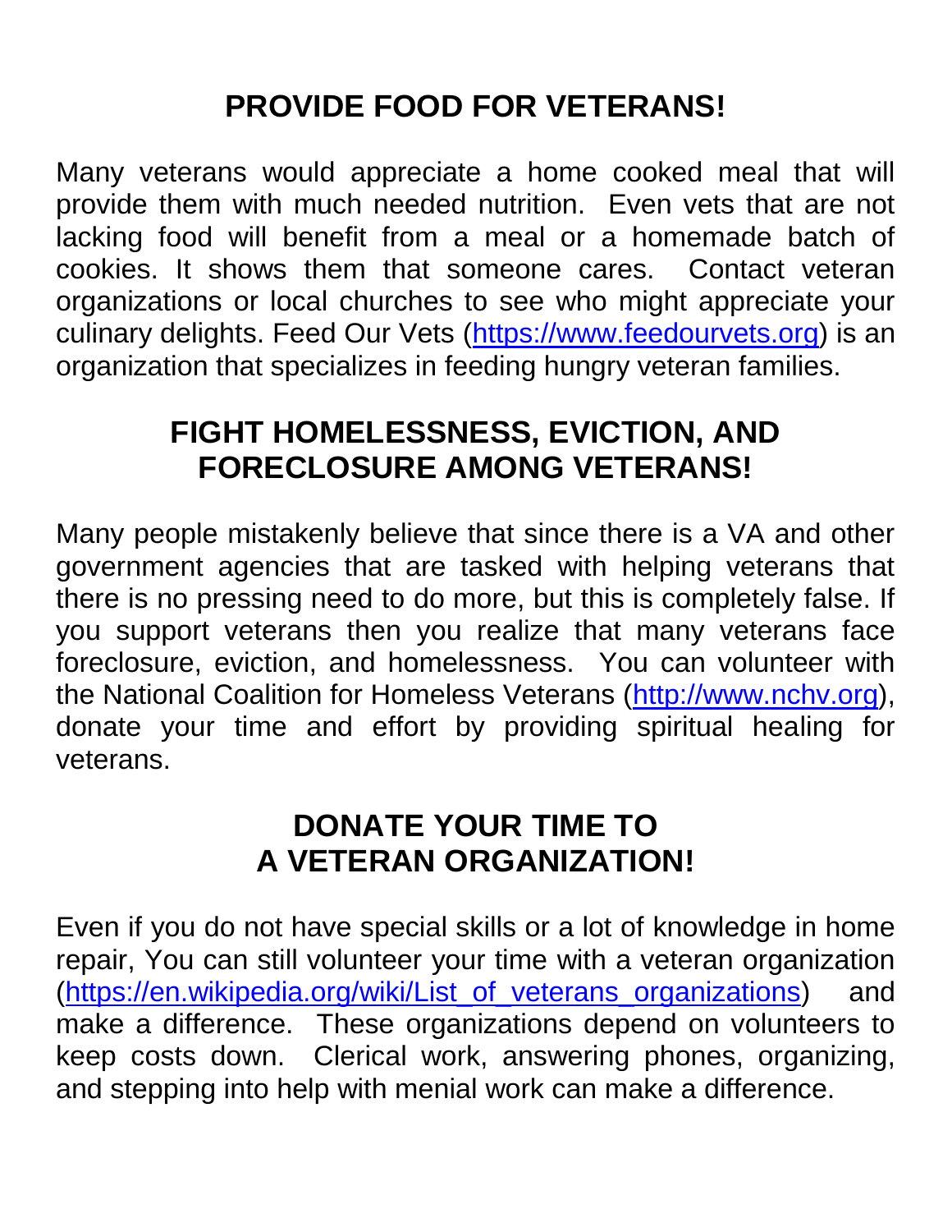## PROVIDE FOOD FOR VETERANS!

Many veterans would appreciate a home cooked meal that will provide them with much needed nutrition. Even vets that are not lacking food will benefit from a meal or a homemade batch of cookies. It shows them that someone cares. Contact veteran organizations or local churches to see who might appreciate your culinary delights. Feed Our Vets (https://www.feedourvets.org) is an organization that specializes in feeding hungry veteran families.

## FIGHT HOMELESSNESS, EVICTION, AND FORECLOSURE AMONG VETERANS!

Many people mistakenly believe that since there is a VA and other government agencies that are tasked with helping veterans that there is no pressing need to do more, but this is completely false. If you support veterans then you realize that many veterans face foreclosure, eviction, and homelessness. You can volunteer with the National Coalition for Homeless Veterans (http://www.nchv.org), donate your time and effort by providing spiritual healing for veterans.

## DONATE YOUR TIME TO A VETERAN ORGANIZATION!

Even if you do not have special skills or a lot of knowledge in home repair, You can still volunteer your time with a veteran organization (https://en.wikipedia.org/wiki/List_of_veterans_organizations) and make a difference. These organizations depend on volunteers to keep costs down. Clerical work, answering phones, organizing, and stepping into help with menial work can make a difference.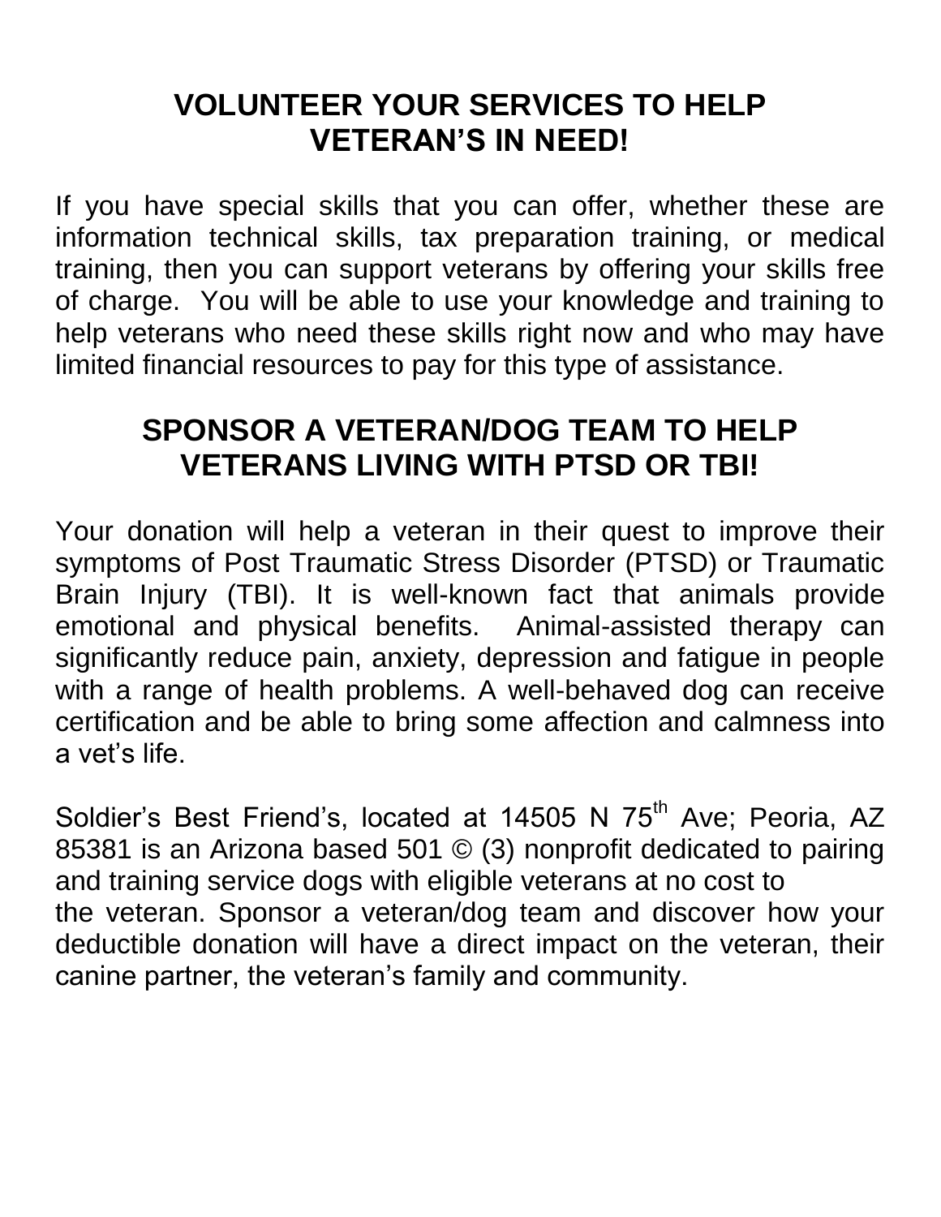## VOLUNTEER YOUR SERVICES TO HELP VETERAN'S IN NEED!

If you have special skills that you can offer, whether these are information technical skills, tax preparation training, or medical training, then you can support veterans by offering your skills free of charge. You will be able to use your knowledge and training to help veterans who need these skills right now and who may have limited financial resources to pay for this type of assistance.

## SPONSOR A VETERAN/DOG TEAM TO HELP VETERANS LIVING WITH PTSD OR TBI!

Your donation will help a veteran in their quest to improve their symptoms of Post Traumatic Stress Disorder (PTSD) or Traumatic Brain Injury (TBI). It is well-known fact that animals provide emotional and physical benefits. Animal-assisted therapy can significantly reduce pain, anxiety, depression and fatigue in people with a range of health problems. A well-behaved dog can receive certification and be able to bring some affection and calmness into a vet's life.

Soldier's Best Friend's, located at 14505 N 75th Ave; Peoria, AZ 85381 is an Arizona based 501 © (3) nonprofit dedicated to pairing and training service dogs with eligible veterans at no cost to the veteran. Sponsor a veteran/dog team and discover how your deductible donation will have a direct impact on the veteran, their canine partner, the veteran's family and community.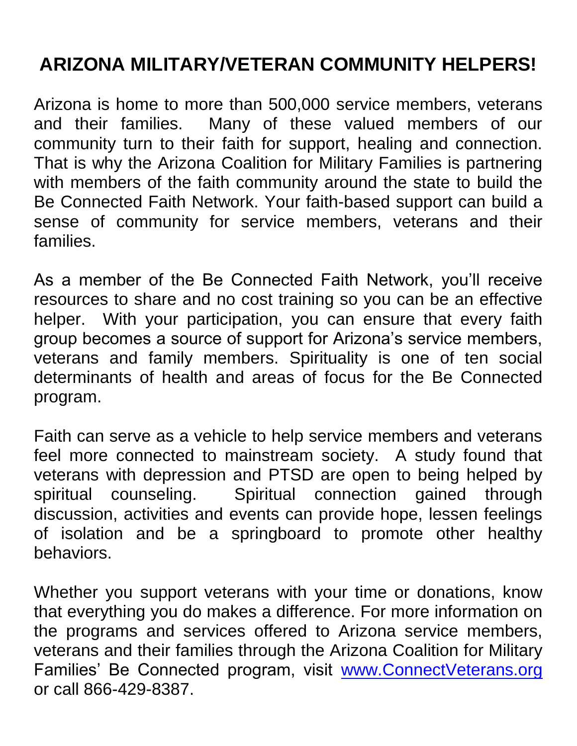# ARIZONA MILITARY/VETERAN COMMUNITY HELPERS!

Arizona is home to more than 500,000 service members, veterans and their families. Many of these valued members of our community turn to their faith for support, healing and connection. That is why the Arizona Coalition for Military Families is partnering with members of the faith community around the state to build the Be Connected Faith Network. Your faith-based support can build a sense of community for service members, veterans and their families.

As a member of the Be Connected Faith Network, you'll receive resources to share and no cost training so you can be an effective helper. With your participation, you can ensure that every faith group becomes a source of support for Arizona's service members, veterans and family members. Spirituality is one of ten social determinants of health and areas of focus for the Be Connected program.

Faith can serve as a vehicle to help service members and veterans feel more connected to mainstream society. A study found that veterans with depression and PTSD are open to being helped by spiritual counseling. Spiritual connection gained through discussion, activities and events can provide hope, lessen feelings of isolation and be a springboard to promote other healthy behaviors.

Whether you support veterans with your time or donations, know that everything you do makes a difference. For more information on the programs and services offered to Arizona service members, veterans and their families through the Arizona Coalition for Military Families' Be Connected program, visit [www.ConnectVeterans.org](http://www.ConnectVeterans.org) or call 866-429-8387.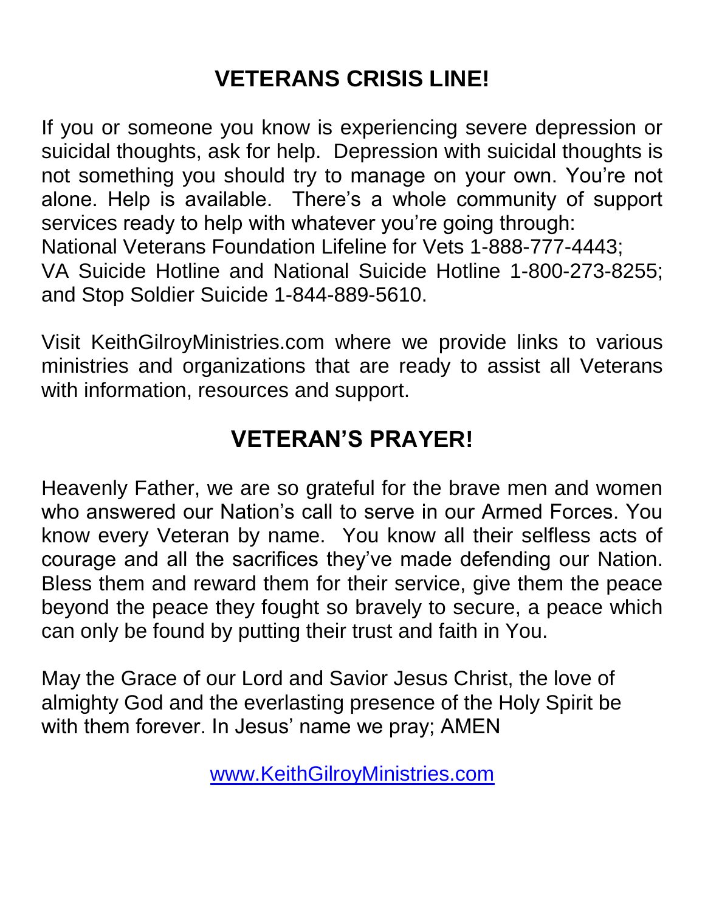## VETERANS CRISIS LINE!

If you or someone you know is experiencing severe depression or suicidal thoughts, ask for help. Depression with suicidal thoughts is not something you should try to manage on your own. You're not alone. Help is available. There's a whole community of support services ready to help with whatever you're going through:
National Veterans Foundation Lifeline for Vets 1-888-777-4443;
VA Suicide Hotline and National Suicide Hotline 1-800-273-8255;
and Stop Soldier Suicide 1-844-889-5610.

Visit KeithGilroyMinistries.com where we provide links to various ministries and organizations that are ready to assist all Veterans with information, resources and support.

## VETERAN'S PRAYER!

Heavenly Father, we are so grateful for the brave men and women who answered our Nation's call to serve in our Armed Forces. You know every Veteran by name. You know all their selfless acts of courage and all the sacrifices they've made defending our Nation. Bless them and reward them for their service, give them the peace beyond the peace they fought so bravely to secure, a peace which can only be found by putting their trust and faith in You.

May the Grace of our Lord and Savior Jesus Christ, the love of almighty God and the everlasting presence of the Holy Spirit be with them forever. In Jesus' name we pray; AMEN

www.KeithGilroyMinistries.com